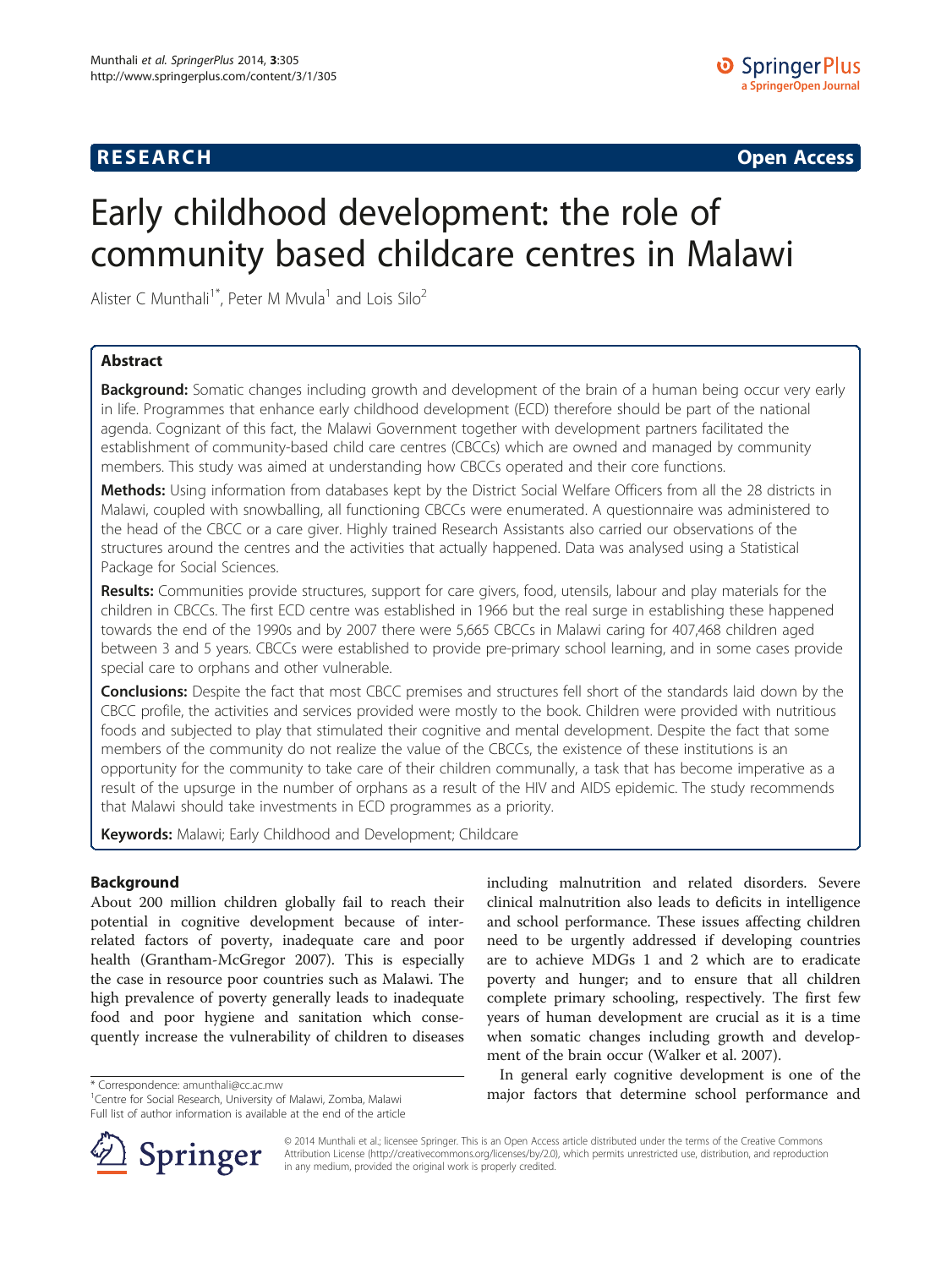RESEARCH Open Access

# Early childhood development: the role of community based childcare centres in Malawi

Alister C Munthali[1*], Peter M Mvula[1] and Lois Silo[2]

## Abstract

**Background:** Somatic changes including growth and development of the brain of a human being occur very early in life. Programmes that enhance early childhood development (ECD) therefore should be part of the national agenda. Cognizant of this fact, the Malawi Government together with development partners facilitated the establishment of community-based child care centres (CBCCs) which are owned and managed by community members. This study was aimed at understanding how CBCCs operated and their core functions.

**Methods:** Using information from databases kept by the District Social Welfare Officers from all the 28 districts in Malawi, coupled with snowballing, all functioning CBCCs were enumerated. A questionnaire was administered to the head of the CBCC or a care giver. Highly trained Research Assistants also carried our observations of the structures around the centres and the activities that actually happened. Data was analysed using a Statistical Package for Social Sciences.

**Results:** Communities provide structures, support for care givers, food, utensils, labour and play materials for the children in CBCCs. The first ECD centre was established in 1966 but the real surge in establishing these happened towards the end of the 1990s and by 2007 there were 5,665 CBCCs in Malawi caring for 407,468 children aged between 3 and 5 years. CBCCs were established to provide pre-primary school learning, and in some cases provide special care to orphans and other vulnerable.

**Conclusions:** Despite the fact that most CBCC premises and structures fell short of the standards laid down by the CBCC profile, the activities and services provided were mostly to the book. Children were provided with nutritious foods and subjected to play that stimulated their cognitive and mental development. Despite the fact that some members of the community do not realize the value of the CBCCs, the existence of these institutions is an opportunity for the community to take care of their children communally, a task that has become imperative as a result of the upsurge in the number of orphans as a result of the HIV and AIDS epidemic. The study recommends that Malawi should take investments in ECD programmes as a priority.

**Keywords:** Malawi; Early Childhood and Development; Childcare

## Background

About 200 million children globally fail to reach their potential in cognitive development because of inter-related factors of poverty, inadequate care and poor health (Grantham-McGregor 2007). This is especially the case in resource poor countries such as Malawi. The high prevalence of poverty generally leads to inadequate food and poor hygiene and sanitation which consequently increase the vulnerability of children to diseases including malnutrition and related disorders. Severe clinical malnutrition also leads to deficits in intelligence and school performance. These issues affecting children need to be urgently addressed if developing countries are to achieve MDGs 1 and 2 which are to eradicate poverty and hunger; and to ensure that all children complete primary schooling, respectively. The first few years of human development are crucial as it is a time when somatic changes including growth and development of the brain occur (Walker et al. 2007).

In general early cognitive development is one of the major factors that determine school performance and

* Correspondence: amunthali@cc.ac.mw
[1]Centre for Social Research, University of Malawi, Zomba, Malawi
Full list of author information is available at the end of the article

© 2014 Munthali et al.; licensee Springer. This is an Open Access article distributed under the terms of the Creative Commons Attribution License (http://creativecommons.org/licenses/by/2.0), which permits unrestricted use, distribution, and reproduction in any medium, provided the original work is properly credited.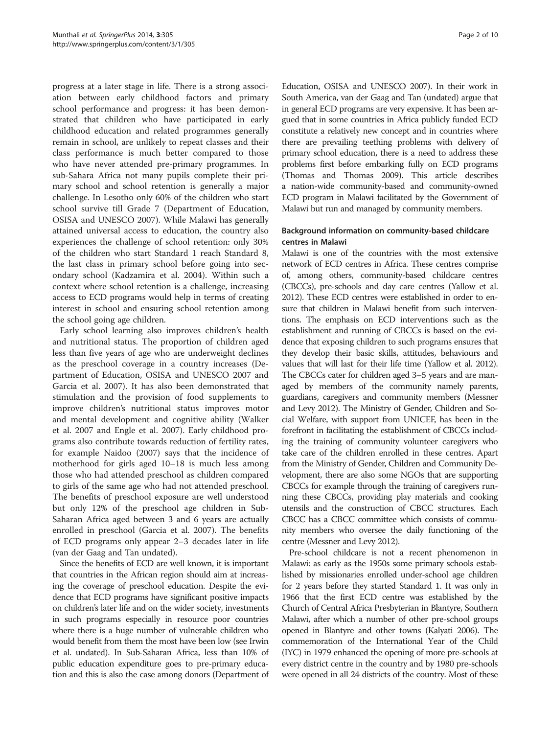progress at a later stage in life. There is a strong association between early childhood factors and primary school performance and progress: it has been demonstrated that children who have participated in early childhood education and related programmes generally remain in school, are unlikely to repeat classes and their class performance is much better compared to those who have never attended pre-primary programmes. In sub-Sahara Africa not many pupils complete their primary school and school retention is generally a major challenge. In Lesotho only 60% of the children who start school survive till Grade 7 (Department of Education, OSISA and UNESCO 2007). While Malawi has generally attained universal access to education, the country also experiences the challenge of school retention: only 30% of the children who start Standard 1 reach Standard 8, the last class in primary school before going into secondary school (Kadzamira et al. 2004). Within such a context where school retention is a challenge, increasing access to ECD programs would help in terms of creating interest in school and ensuring school retention among the school going age children.

Early school learning also improves children's health and nutritional status. The proportion of children aged less than five years of age who are underweight declines as the preschool coverage in a country increases (Department of Education, OSISA and UNESCO 2007 and Garcia et al. 2007). It has also been demonstrated that stimulation and the provision of food supplements to improve children's nutritional status improves motor and mental development and cognitive ability (Walker et al. 2007 and Engle et al. 2007). Early childhood programs also contribute towards reduction of fertility rates, for example Naidoo (2007) says that the incidence of motherhood for girls aged 10–18 is much less among those who had attended preschool as children compared to girls of the same age who had not attended preschool. The benefits of preschool exposure are well understood but only 12% of the preschool age children in Sub-Saharan Africa aged between 3 and 6 years are actually enrolled in preschool (Garcia et al. 2007). The benefits of ECD programs only appear 2–3 decades later in life (van der Gaag and Tan undated).

Since the benefits of ECD are well known, it is important that countries in the African region should aim at increasing the coverage of preschool education. Despite the evidence that ECD programs have significant positive impacts on children's later life and on the wider society, investments in such programs especially in resource poor countries where there is a huge number of vulnerable children who would benefit from them the most have been low (see Irwin et al. undated). In Sub-Saharan Africa, less than 10% of public education expenditure goes to pre-primary education and this is also the case among donors (Department of Education, OSISA and UNESCO 2007). In their work in South America, van der Gaag and Tan (undated) argue that in general ECD programs are very expensive. It has been argued that in some countries in Africa publicly funded ECD constitute a relatively new concept and in countries where there are prevailing teething problems with delivery of primary school education, there is a need to address these problems first before embarking fully on ECD programs (Thomas and Thomas 2009). This article describes a nation-wide community-based and community-owned ECD program in Malawi facilitated by the Government of Malawi but run and managed by community members.

### Background information on community-based childcare centres in Malawi

Malawi is one of the countries with the most extensive network of ECD centres in Africa. These centres comprise of, among others, community-based childcare centres (CBCCs), pre-schools and day care centres (Yallow et al. 2012). These ECD centres were established in order to ensure that children in Malawi benefit from such interventions. The emphasis on ECD interventions such as the establishment and running of CBCCs is based on the evidence that exposing children to such programs ensures that they develop their basic skills, attitudes, behaviours and values that will last for their life time (Yallow et al. 2012). The CBCCs cater for children aged 3–5 years and are managed by members of the community namely parents, guardians, caregivers and community members (Messner and Levy 2012). The Ministry of Gender, Children and Social Welfare, with support from UNICEF, has been in the forefront in facilitating the establishment of CBCCs including the training of community volunteer caregivers who take care of the children enrolled in these centres. Apart from the Ministry of Gender, Children and Community Development, there are also some NGOs that are supporting CBCCs for example through the training of caregivers running these CBCCs, providing play materials and cooking utensils and the construction of CBCC structures. Each CBCC has a CBCC committee which consists of community members who oversee the daily functioning of the centre (Messner and Levy 2012).

Pre-school childcare is not a recent phenomenon in Malawi: as early as the 1950s some primary schools established by missionaries enrolled under-school age children for 2 years before they started Standard 1. It was only in 1966 that the first ECD centre was established by the Church of Central Africa Presbyterian in Blantyre, Southern Malawi, after which a number of other pre-school groups opened in Blantyre and other towns (Kalyati 2006). The commemoration of the International Year of the Child (IYC) in 1979 enhanced the opening of more pre-schools at every district centre in the country and by 1980 pre-schools were opened in all 24 districts of the country. Most of these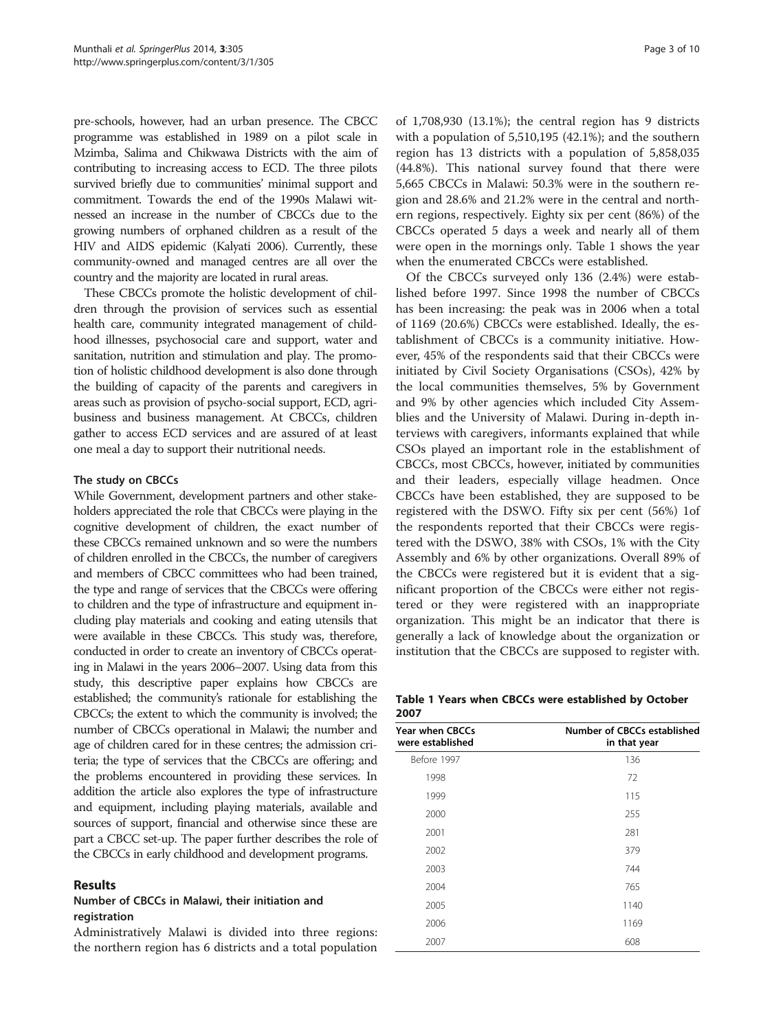pre-schools, however, had an urban presence. The CBCC programme was established in 1989 on a pilot scale in Mzimba, Salima and Chikwawa Districts with the aim of contributing to increasing access to ECD. The three pilots survived briefly due to communities' minimal support and commitment. Towards the end of the 1990s Malawi witnessed an increase in the number of CBCCs due to the growing numbers of orphaned children as a result of the HIV and AIDS epidemic (Kalyati 2006). Currently, these community-owned and managed centres are all over the country and the majority are located in rural areas.

These CBCCs promote the holistic development of children through the provision of services such as essential health care, community integrated management of childhood illnesses, psychosocial care and support, water and sanitation, nutrition and stimulation and play. The promotion of holistic childhood development is also done through the building of capacity of the parents and caregivers in areas such as provision of psycho-social support, ECD, agribusiness and business management. At CBCCs, children gather to access ECD services and are assured of at least one meal a day to support their nutritional needs.

### The study on CBCCs

While Government, development partners and other stakeholders appreciated the role that CBCCs were playing in the cognitive development of children, the exact number of these CBCCs remained unknown and so were the numbers of children enrolled in the CBCCs, the number of caregivers and members of CBCC committees who had been trained, the type and range of services that the CBCCs were offering to children and the type of infrastructure and equipment including play materials and cooking and eating utensils that were available in these CBCCs. This study was, therefore, conducted in order to create an inventory of CBCCs operating in Malawi in the years 2006–2007. Using data from this study, this descriptive paper explains how CBCCs are established; the community's rationale for establishing the CBCCs; the extent to which the community is involved; the number of CBCCs operational in Malawi; the number and age of children cared for in these centres; the admission criteria; the type of services that the CBCCs are offering; and the problems encountered in providing these services. In addition the article also explores the type of infrastructure and equipment, including playing materials, available and sources of support, financial and otherwise since these are part a CBCC set-up. The paper further describes the role of the CBCCs in early childhood and development programs.

## Results

### Number of CBCCs in Malawi, their initiation and registration

Administratively Malawi is divided into three regions: the northern region has 6 districts and a total population of 1,708,930 (13.1%); the central region has 9 districts with a population of 5,510,195 (42.1%); and the southern region has 13 districts with a population of 5,858,035 (44.8%). This national survey found that there were 5,665 CBCCs in Malawi: 50.3% were in the southern region and 28.6% and 21.2% were in the central and northern regions, respectively. Eighty six per cent (86%) of the CBCCs operated 5 days a week and nearly all of them were open in the mornings only. Table 1 shows the year when the enumerated CBCCs were established.

Of the CBCCs surveyed only 136 (2.4%) were established before 1997. Since 1998 the number of CBCCs has been increasing: the peak was in 2006 when a total of 1169 (20.6%) CBCCs were established. Ideally, the establishment of CBCCs is a community initiative. However, 45% of the respondents said that their CBCCs were initiated by Civil Society Organisations (CSOs), 42% by the local communities themselves, 5% by Government and 9% by other agencies which included City Assemblies and the University of Malawi. During in-depth interviews with caregivers, informants explained that while CSOs played an important role in the establishment of CBCCs, most CBCCs, however, initiated by communities and their leaders, especially village headmen. Once CBCCs have been established, they are supposed to be registered with the DSWO. Fifty six per cent (56%) 1of the respondents reported that their CBCCs were registered with the DSWO, 38% with CSOs, 1% with the City Assembly and 6% by other organizations. Overall 89% of the CBCCs were registered but it is evident that a significant proportion of the CBCCs were either not registered or they were registered with an inappropriate organization. This might be an indicator that there is generally a lack of knowledge about the organization or institution that the CBCCs are supposed to register with.

**Table 1 Years when CBCCs were established by October 2007**

| Year when CBCCs were established | Number of CBCCs established in that year |
|---|---|
| Before 1997 | 136 |
| 1998 | 72 |
| 1999 | 115 |
| 2000 | 255 |
| 2001 | 281 |
| 2002 | 379 |
| 2003 | 744 |
| 2004 | 765 |
| 2005 | 1140 |
| 2006 | 1169 |
| 2007 | 608 |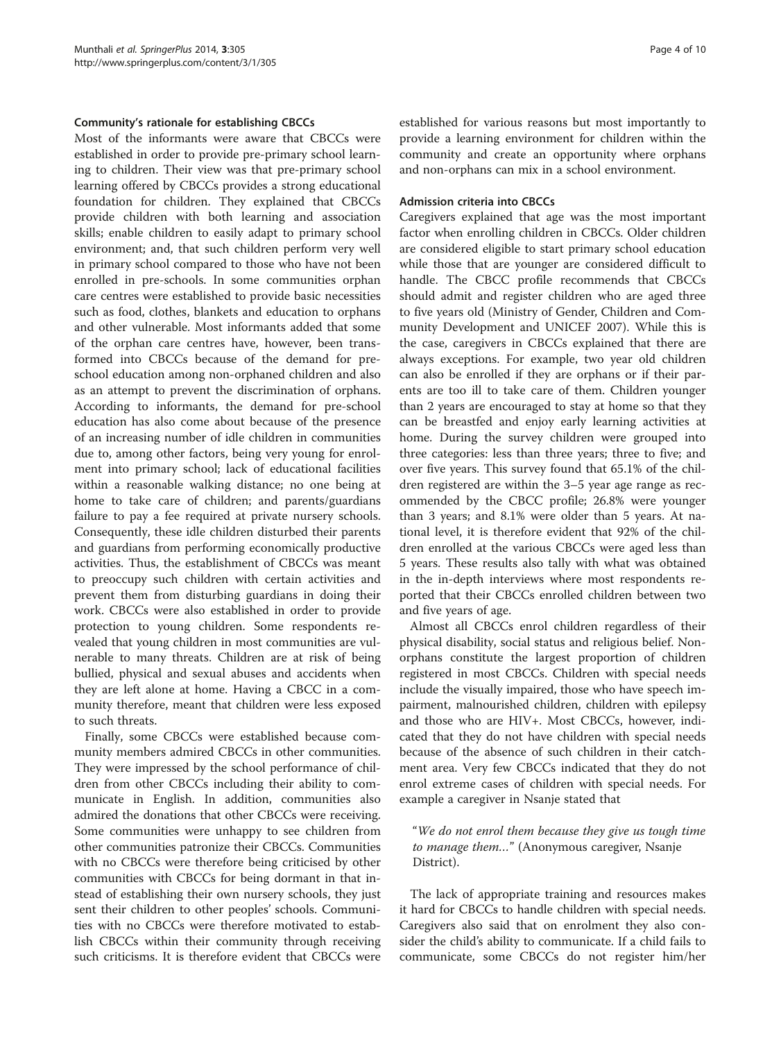### Community's rationale for establishing CBCCs

Most of the informants were aware that CBCCs were established in order to provide pre-primary school learning to children. Their view was that pre-primary school learning offered by CBCCs provides a strong educational foundation for children. They explained that CBCCs provide children with both learning and association skills; enable children to easily adapt to primary school environment; and, that such children perform very well in primary school compared to those who have not been enrolled in pre-schools. In some communities orphan care centres were established to provide basic necessities such as food, clothes, blankets and education to orphans and other vulnerable. Most informants added that some of the orphan care centres have, however, been transformed into CBCCs because of the demand for pre-school education among non-orphaned children and also as an attempt to prevent the discrimination of orphans. According to informants, the demand for pre-school education has also come about because of the presence of an increasing number of idle children in communities due to, among other factors, being very young for enrolment into primary school; lack of educational facilities within a reasonable walking distance; no one being at home to take care of children; and parents/guardians failure to pay a fee required at private nursery schools. Consequently, these idle children disturbed their parents and guardians from performing economically productive activities. Thus, the establishment of CBCCs was meant to preoccupy such children with certain activities and prevent them from disturbing guardians in doing their work. CBCCs were also established in order to provide protection to young children. Some respondents revealed that young children in most communities are vulnerable to many threats. Children are at risk of being bullied, physical and sexual abuses and accidents when they are left alone at home. Having a CBCC in a community therefore, meant that children were less exposed to such threats.

Finally, some CBCCs were established because community members admired CBCCs in other communities. They were impressed by the school performance of children from other CBCCs including their ability to communicate in English. In addition, communities also admired the donations that other CBCCs were receiving. Some communities were unhappy to see children from other communities patronize their CBCCs. Communities with no CBCCs were therefore being criticised by other communities with CBCCs for being dormant in that instead of establishing their own nursery schools, they just sent their children to other peoples' schools. Communities with no CBCCs were therefore motivated to establish CBCCs within their community through receiving such criticisms. It is therefore evident that CBCCs were established for various reasons but most importantly to provide a learning environment for children within the community and create an opportunity where orphans and non-orphans can mix in a school environment.

### Admission criteria into CBCCs

Caregivers explained that age was the most important factor when enrolling children in CBCCs. Older children are considered eligible to start primary school education while those that are younger are considered difficult to handle. The CBCC profile recommends that CBCCs should admit and register children who are aged three to five years old (Ministry of Gender, Children and Community Development and UNICEF 2007). While this is the case, caregivers in CBCCs explained that there are always exceptions. For example, two year old children can also be enrolled if they are orphans or if their parents are too ill to take care of them. Children younger than 2 years are encouraged to stay at home so that they can be breastfed and enjoy early learning activities at home. During the survey children were grouped into three categories: less than three years; three to five; and over five years. This survey found that 65.1% of the children registered are within the 3–5 year age range as recommended by the CBCC profile; 26.8% were younger than 3 years; and 8.1% were older than 5 years. At national level, it is therefore evident that 92% of the children enrolled at the various CBCCs were aged less than 5 years. These results also tally with what was obtained in the in-depth interviews where most respondents reported that their CBCCs enrolled children between two and five years of age.

Almost all CBCCs enrol children regardless of their physical disability, social status and religious belief. Non-orphans constitute the largest proportion of children registered in most CBCCs. Children with special needs include the visually impaired, those who have speech impairment, malnourished children, children with epilepsy and those who are HIV+. Most CBCCs, however, indicated that they do not have children with special needs because of the absence of such children in their catchment area. Very few CBCCs indicated that they do not enrol extreme cases of children with special needs. For example a caregiver in Nsanje stated that

> "*We do not enrol them because they give us tough time to manage them…*" (Anonymous caregiver, Nsanje District).

The lack of appropriate training and resources makes it hard for CBCCs to handle children with special needs. Caregivers also said that on enrolment they also consider the child's ability to communicate. If a child fails to communicate, some CBCCs do not register him/her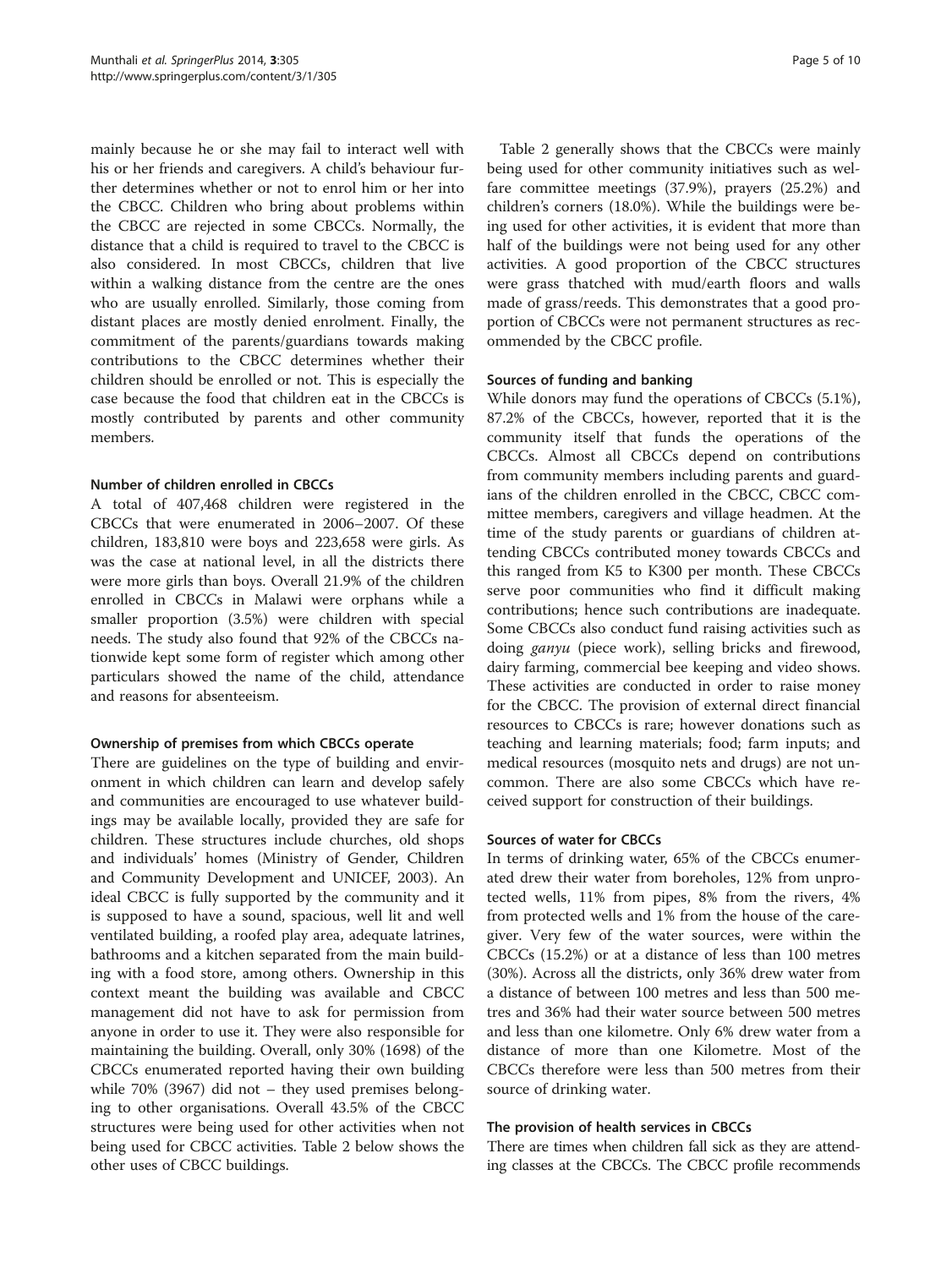mainly because he or she may fail to interact well with his or her friends and caregivers. A child's behaviour further determines whether or not to enrol him or her into the CBCC. Children who bring about problems within the CBCC are rejected in some CBCCs. Normally, the distance that a child is required to travel to the CBCC is also considered. In most CBCCs, children that live within a walking distance from the centre are the ones who are usually enrolled. Similarly, those coming from distant places are mostly denied enrolment. Finally, the commitment of the parents/guardians towards making contributions to the CBCC determines whether their children should be enrolled or not. This is especially the case because the food that children eat in the CBCCs is mostly contributed by parents and other community members.

#### Number of children enrolled in CBCCs

A total of 407,468 children were registered in the CBCCs that were enumerated in 2006–2007. Of these children, 183,810 were boys and 223,658 were girls. As was the case at national level, in all the districts there were more girls than boys. Overall 21.9% of the children enrolled in CBCCs in Malawi were orphans while a smaller proportion (3.5%) were children with special needs. The study also found that 92% of the CBCCs nationwide kept some form of register which among other particulars showed the name of the child, attendance and reasons for absenteeism.

#### Ownership of premises from which CBCCs operate

There are guidelines on the type of building and environment in which children can learn and develop safely and communities are encouraged to use whatever buildings may be available locally, provided they are safe for children. These structures include churches, old shops and individuals' homes (Ministry of Gender, Children and Community Development and UNICEF, 2003). An ideal CBCC is fully supported by the community and it is supposed to have a sound, spacious, well lit and well ventilated building, a roofed play area, adequate latrines, bathrooms and a kitchen separated from the main building with a food store, among others. Ownership in this context meant the building was available and CBCC management did not have to ask for permission from anyone in order to use it. They were also responsible for maintaining the building. Overall, only 30% (1698) of the CBCCs enumerated reported having their own building while 70% (3967) did not – they used premises belonging to other organisations. Overall 43.5% of the CBCC structures were being used for other activities when not being used for CBCC activities. Table 2 below shows the other uses of CBCC buildings.

Table 2 generally shows that the CBCCs were mainly being used for other community initiatives such as welfare committee meetings (37.9%), prayers (25.2%) and children's corners (18.0%). While the buildings were being used for other activities, it is evident that more than half of the buildings were not being used for any other activities. A good proportion of the CBCC structures were grass thatched with mud/earth floors and walls made of grass/reeds. This demonstrates that a good proportion of CBCCs were not permanent structures as recommended by the CBCC profile.

#### Sources of funding and banking

While donors may fund the operations of CBCCs (5.1%), 87.2% of the CBCCs, however, reported that it is the community itself that funds the operations of the CBCCs. Almost all CBCCs depend on contributions from community members including parents and guardians of the children enrolled in the CBCC, CBCC committee members, caregivers and village headmen. At the time of the study parents or guardians of children attending CBCCs contributed money towards CBCCs and this ranged from K5 to K300 per month. These CBCCs serve poor communities who find it difficult making contributions; hence such contributions are inadequate. Some CBCCs also conduct fund raising activities such as doing *ganyu* (piece work), selling bricks and firewood, dairy farming, commercial bee keeping and video shows. These activities are conducted in order to raise money for the CBCC. The provision of external direct financial resources to CBCCs is rare; however donations such as teaching and learning materials; food; farm inputs; and medical resources (mosquito nets and drugs) are not uncommon. There are also some CBCCs which have received support for construction of their buildings.

#### Sources of water for CBCCs

In terms of drinking water, 65% of the CBCCs enumerated drew their water from boreholes, 12% from unprotected wells, 11% from pipes, 8% from the rivers, 4% from protected wells and 1% from the house of the caregiver. Very few of the water sources, were within the CBCCs (15.2%) or at a distance of less than 100 metres (30%). Across all the districts, only 36% drew water from a distance of between 100 metres and less than 500 metres and 36% had their water source between 500 metres and less than one kilometre. Only 6% drew water from a distance of more than one Kilometre. Most of the CBCCs therefore were less than 500 metres from their source of drinking water.

#### The provision of health services in CBCCs

There are times when children fall sick as they are attending classes at the CBCCs. The CBCC profile recommends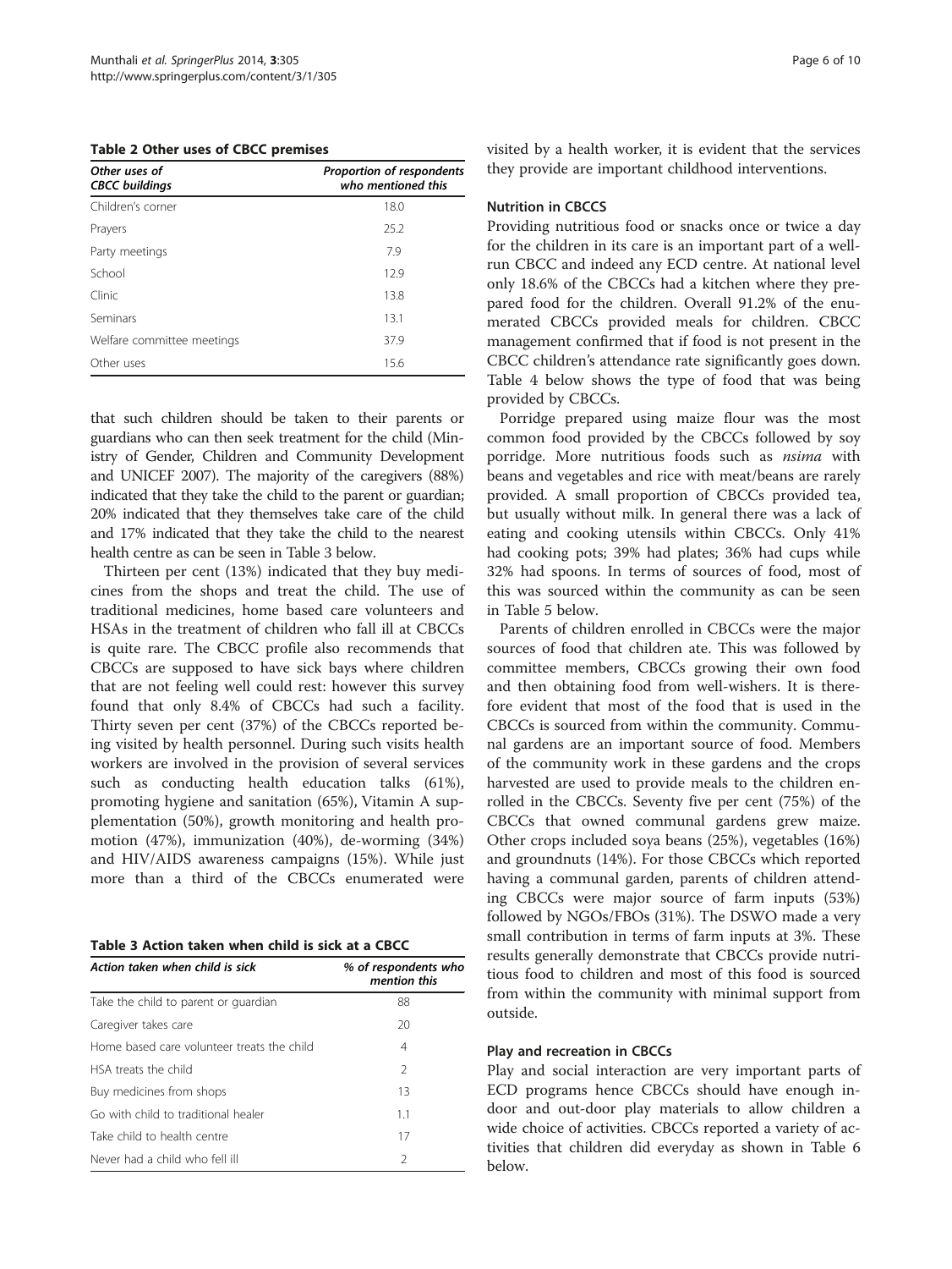**Table 2 Other uses of CBCC premises**

| Other uses of CBCC buildings | Proportion of respondents who mentioned this |
|---|---|
| Children's corner | 18.0 |
| Prayers | 25.2 |
| Party meetings | 7.9 |
| School | 12.9 |
| Clinic | 13.8 |
| Seminars | 13.1 |
| Welfare committee meetings | 37.9 |
| Other uses | 15.6 |

that such children should be taken to their parents or guardians who can then seek treatment for the child (Ministry of Gender, Children and Community Development and UNICEF 2007). The majority of the caregivers (88%) indicated that they take the child to the parent or guardian; 20% indicated that they themselves take care of the child and 17% indicated that they take the child to the nearest health centre as can be seen in Table 3 below.

Thirteen per cent (13%) indicated that they buy medicines from the shops and treat the child. The use of traditional medicines, home based care volunteers and HSAs in the treatment of children who fall ill at CBCCs is quite rare. The CBCC profile also recommends that CBCCs are supposed to have sick bays where children that are not feeling well could rest: however this survey found that only 8.4% of CBCCs had such a facility. Thirty seven per cent (37%) of the CBCCs reported being visited by health personnel. During such visits health workers are involved in the provision of several services such as conducting health education talks (61%), promoting hygiene and sanitation (65%), Vitamin A supplementation (50%), growth monitoring and health promotion (47%), immunization (40%), de-worming (34%) and HIV/AIDS awareness campaigns (15%). While just more than a third of the CBCCs enumerated were visited by a health worker, it is evident that the services they provide are important childhood interventions.

**Table 3 Action taken when child is sick at a CBCC**

| Action taken when child is sick | % of respondents who mention this |
|---|---|
| Take the child to parent or guardian | 88 |
| Caregiver takes care | 20 |
| Home based care volunteer treats the child | 4 |
| HSA treats the child | 2 |
| Buy medicines from shops | 13 |
| Go with child to traditional healer | 1.1 |
| Take child to health centre | 17 |
| Never had a child who fell ill | 2 |

### Nutrition in CBCCS

Providing nutritious food or snacks once or twice a day for the children in its care is an important part of a well-run CBCC and indeed any ECD centre. At national level only 18.6% of the CBCCs had a kitchen where they prepared food for the children. Overall 91.2% of the enumerated CBCCs provided meals for children. CBCC management confirmed that if food is not present in the CBCC children's attendance rate significantly goes down. Table 4 below shows the type of food that was being provided by CBCCs.

Porridge prepared using maize flour was the most common food provided by the CBCCs followed by soy porridge. More nutritious foods such as *nsima* with beans and vegetables and rice with meat/beans are rarely provided. A small proportion of CBCCs provided tea, but usually without milk. In general there was a lack of eating and cooking utensils within CBCCs. Only 41% had cooking pots; 39% had plates; 36% had cups while 32% had spoons. In terms of sources of food, most of this was sourced within the community as can be seen in Table 5 below.

Parents of children enrolled in CBCCs were the major sources of food that children ate. This was followed by committee members, CBCCs growing their own food and then obtaining food from well-wishers. It is therefore evident that most of the food that is used in the CBCCs is sourced from within the community. Communal gardens are an important source of food. Members of the community work in these gardens and the crops harvested are used to provide meals to the children enrolled in the CBCCs. Seventy five per cent (75%) of the CBCCs that owned communal gardens grew maize. Other crops included soya beans (25%), vegetables (16%) and groundnuts (14%). For those CBCCs which reported having a communal garden, parents of children attending CBCCs were major source of farm inputs (53%) followed by NGOs/FBOs (31%). The DSWO made a very small contribution in terms of farm inputs at 3%. These results generally demonstrate that CBCCs provide nutritious food to children and most of this food is sourced from within the community with minimal support from outside.

### Play and recreation in CBCCs

Play and social interaction are very important parts of ECD programs hence CBCCs should have enough indoor and out-door play materials to allow children a wide choice of activities. CBCCs reported a variety of activities that children did everyday as shown in Table 6 below.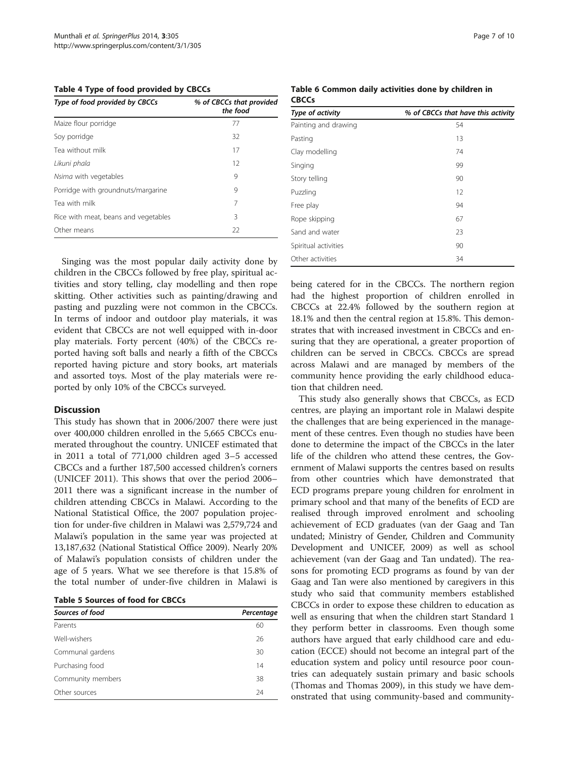**Table 4 Type of food provided by CBCCs**

| Type of food provided by CBCCs | % of CBCCs that provided the food |
|---|---|
| Maize flour porridge | 77 |
| Soy porridge | 32 |
| Tea without milk | 17 |
| *Likuni phala* | 12 |
| *Nsima* with vegetables | 9 |
| Porridge with groundnuts/margarine | 9 |
| Tea with milk | 7 |
| Rice with meat, beans and vegetables | 3 |
| Other means | 22 |

Singing was the most popular daily activity done by children in the CBCCs followed by free play, spiritual activities and story telling, clay modelling and then rope skitting. Other activities such as painting/drawing and pasting and puzzling were not common in the CBCCs. In terms of indoor and outdoor play materials, it was evident that CBCCs are not well equipped with in-door play materials. Forty percent (40%) of the CBCCs reported having soft balls and nearly a fifth of the CBCCs reported having picture and story books, art materials and assorted toys. Most of the play materials were reported by only 10% of the CBCCs surveyed.

## Discussion

This study has shown that in 2006/2007 there were just over 400,000 children enrolled in the 5,665 CBCCs enumerated throughout the country. UNICEF estimated that in 2011 a total of 771,000 children aged 3–5 accessed CBCCs and a further 187,500 accessed children's corners (UNICEF 2011). This shows that over the period 2006–2011 there was a significant increase in the number of children attending CBCCs in Malawi. According to the National Statistical Office, the 2007 population projection for under-five children in Malawi was 2,579,724 and Malawi's population in the same year was projected at 13,187,632 (National Statistical Office 2009). Nearly 20% of Malawi's population consists of children under the age of 5 years. What we see therefore is that 15.8% of the total number of under-five children in Malawi is

**Table 5 Sources of food for CBCCs**

| Sources of food | Percentage |
|---|---|
| Parents | 60 |
| Well-wishers | 26 |
| Communal gardens | 30 |
| Purchasing food | 14 |
| Community members | 38 |
| Other sources | 24 |

**Table 6 Common daily activities done by children in CBCCs**

| Type of activity | % of CBCCs that have this activity |
|---|---|
| Painting and drawing | 54 |
| Pasting | 13 |
| Clay modelling | 74 |
| Singing | 99 |
| Story telling | 90 |
| Puzzling | 12 |
| Free play | 94 |
| Rope skipping | 67 |
| Sand and water | 23 |
| Spiritual activities | 90 |
| Other activities | 34 |

being catered for in the CBCCs. The northern region had the highest proportion of children enrolled in CBCCs at 22.4% followed by the southern region at 18.1% and then the central region at 15.8%. This demonstrates that with increased investment in CBCCs and ensuring that they are operational, a greater proportion of children can be served in CBCCs. CBCCs are spread across Malawi and are managed by members of the community hence providing the early childhood education that children need.

This study also generally shows that CBCCs, as ECD centres, are playing an important role in Malawi despite the challenges that are being experienced in the management of these centres. Even though no studies have been done to determine the impact of the CBCCs in the later life of the children who attend these centres, the Government of Malawi supports the centres based on results from other countries which have demonstrated that ECD programs prepare young children for enrolment in primary school and that many of the benefits of ECD are realised through improved enrolment and schooling achievement of ECD graduates (van der Gaag and Tan undated; Ministry of Gender, Children and Community Development and UNICEF, 2009) as well as school achievement (van der Gaag and Tan undated). The reasons for promoting ECD programs as found by van der Gaag and Tan were also mentioned by caregivers in this study who said that community members established CBCCs in order to expose these children to education as well as ensuring that when the children start Standard 1 they perform better in classrooms. Even though some authors have argued that early childhood care and education (ECCE) should not become an integral part of the education system and policy until resource poor countries can adequately sustain primary and basic schools (Thomas and Thomas 2009), in this study we have demonstrated that using community-based and community-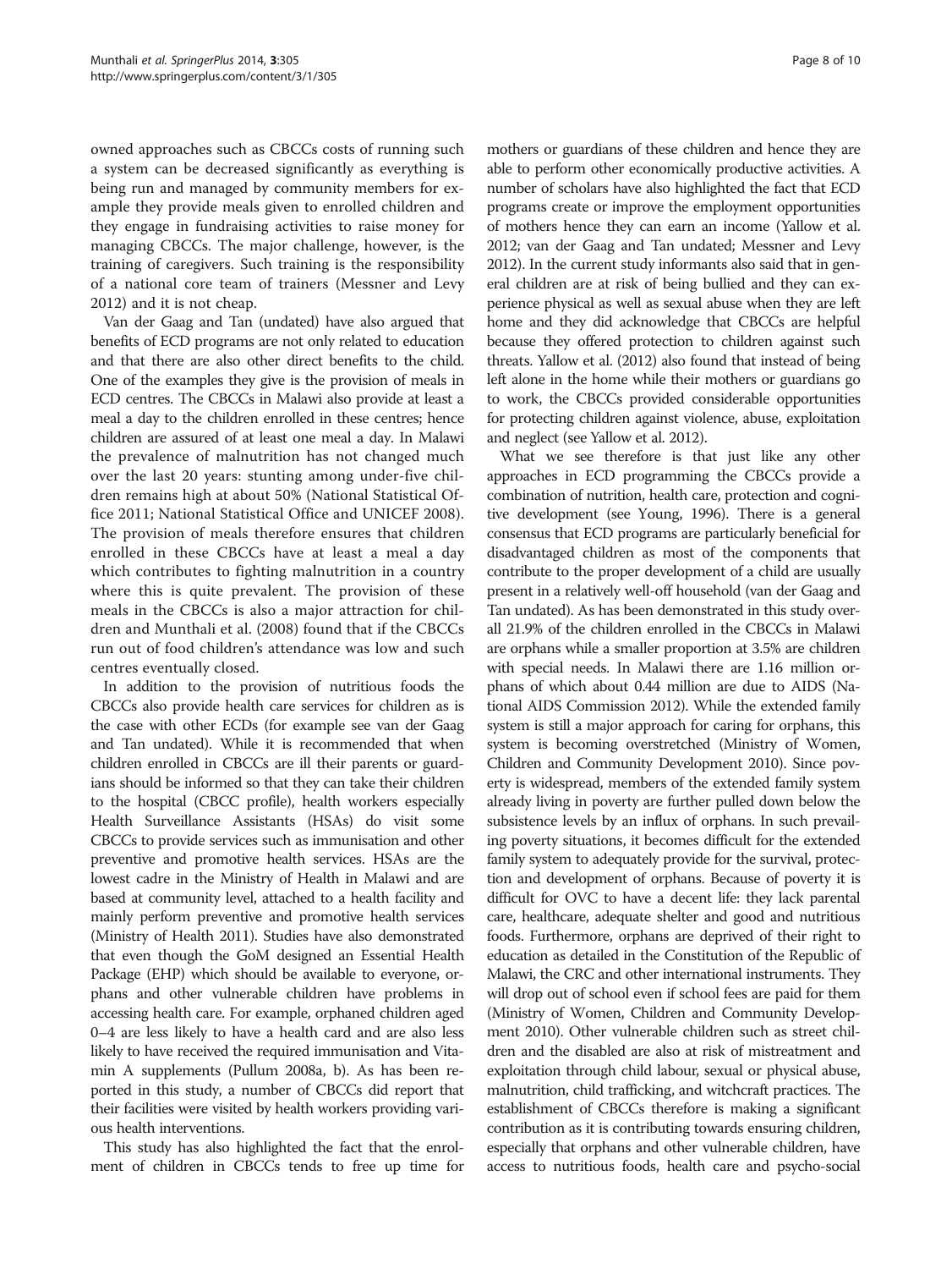owned approaches such as CBCCs costs of running such a system can be decreased significantly as everything is being run and managed by community members for example they provide meals given to enrolled children and they engage in fundraising activities to raise money for managing CBCCs. The major challenge, however, is the training of caregivers. Such training is the responsibility of a national core team of trainers (Messner and Levy 2012) and it is not cheap.

Van der Gaag and Tan (undated) have also argued that benefits of ECD programs are not only related to education and that there are also other direct benefits to the child. One of the examples they give is the provision of meals in ECD centres. The CBCCs in Malawi also provide at least a meal a day to the children enrolled in these centres; hence children are assured of at least one meal a day. In Malawi the prevalence of malnutrition has not changed much over the last 20 years: stunting among under-five children remains high at about 50% (National Statistical Office 2011; National Statistical Office and UNICEF 2008). The provision of meals therefore ensures that children enrolled in these CBCCs have at least a meal a day which contributes to fighting malnutrition in a country where this is quite prevalent. The provision of these meals in the CBCCs is also a major attraction for children and Munthali et al. (2008) found that if the CBCCs run out of food children's attendance was low and such centres eventually closed.

In addition to the provision of nutritious foods the CBCCs also provide health care services for children as is the case with other ECDs (for example see van der Gaag and Tan undated). While it is recommended that when children enrolled in CBCCs are ill their parents or guardians should be informed so that they can take their children to the hospital (CBCC profile), health workers especially Health Surveillance Assistants (HSAs) do visit some CBCCs to provide services such as immunisation and other preventive and promotive health services. HSAs are the lowest cadre in the Ministry of Health in Malawi and are based at community level, attached to a health facility and mainly perform preventive and promotive health services (Ministry of Health 2011). Studies have also demonstrated that even though the GoM designed an Essential Health Package (EHP) which should be available to everyone, orphans and other vulnerable children have problems in accessing health care. For example, orphaned children aged 0–4 are less likely to have a health card and are also less likely to have received the required immunisation and Vitamin A supplements (Pullum 2008a, b). As has been reported in this study, a number of CBCCs did report that their facilities were visited by health workers providing various health interventions.

This study has also highlighted the fact that the enrolment of children in CBCCs tends to free up time for mothers or guardians of these children and hence they are able to perform other economically productive activities. A number of scholars have also highlighted the fact that ECD programs create or improve the employment opportunities of mothers hence they can earn an income (Yallow et al. 2012; van der Gaag and Tan undated; Messner and Levy 2012). In the current study informants also said that in general children are at risk of being bullied and they can experience physical as well as sexual abuse when they are left home and they did acknowledge that CBCCs are helpful because they offered protection to children against such threats. Yallow et al. (2012) also found that instead of being left alone in the home while their mothers or guardians go to work, the CBCCs provided considerable opportunities for protecting children against violence, abuse, exploitation and neglect (see Yallow et al. 2012).

What we see therefore is that just like any other approaches in ECD programming the CBCCs provide a combination of nutrition, health care, protection and cognitive development (see Young, 1996). There is a general consensus that ECD programs are particularly beneficial for disadvantaged children as most of the components that contribute to the proper development of a child are usually present in a relatively well-off household (van der Gaag and Tan undated). As has been demonstrated in this study overall 21.9% of the children enrolled in the CBCCs in Malawi are orphans while a smaller proportion at 3.5% are children with special needs. In Malawi there are 1.16 million orphans of which about 0.44 million are due to AIDS (National AIDS Commission 2012). While the extended family system is still a major approach for caring for orphans, this system is becoming overstretched (Ministry of Women, Children and Community Development 2010). Since poverty is widespread, members of the extended family system already living in poverty are further pulled down below the subsistence levels by an influx of orphans. In such prevailing poverty situations, it becomes difficult for the extended family system to adequately provide for the survival, protection and development of orphans. Because of poverty it is difficult for OVC to have a decent life: they lack parental care, healthcare, adequate shelter and good and nutritious foods. Furthermore, orphans are deprived of their right to education as detailed in the Constitution of the Republic of Malawi, the CRC and other international instruments. They will drop out of school even if school fees are paid for them (Ministry of Women, Children and Community Development 2010). Other vulnerable children such as street children and the disabled are also at risk of mistreatment and exploitation through child labour, sexual or physical abuse, malnutrition, child trafficking, and witchcraft practices. The establishment of CBCCs therefore is making a significant contribution as it is contributing towards ensuring children, especially that orphans and other vulnerable children, have access to nutritious foods, health care and psycho-social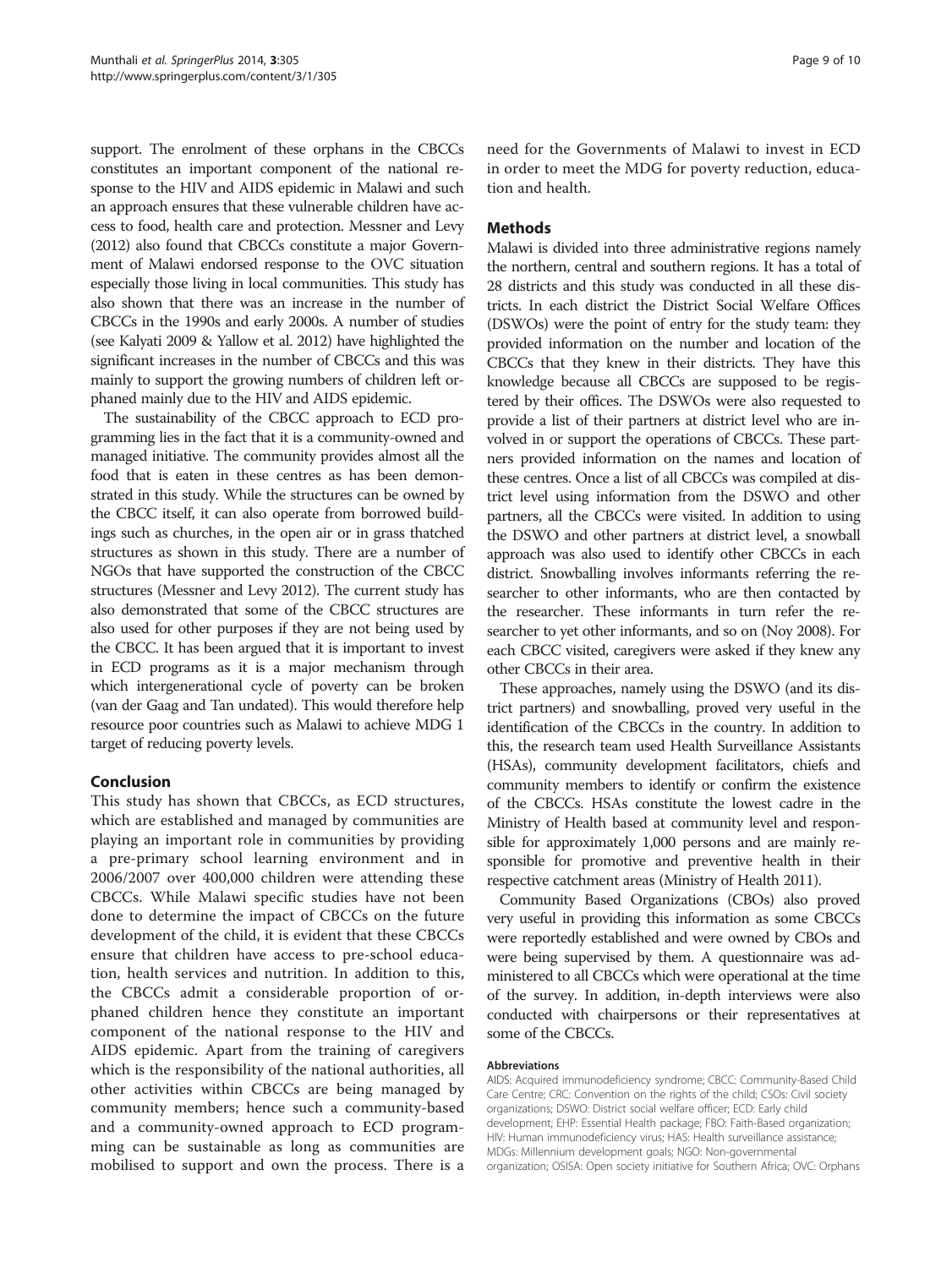support. The enrolment of these orphans in the CBCCs constitutes an important component of the national response to the HIV and AIDS epidemic in Malawi and such an approach ensures that these vulnerable children have access to food, health care and protection. Messner and Levy (2012) also found that CBCCs constitute a major Government of Malawi endorsed response to the OVC situation especially those living in local communities. This study has also shown that there was an increase in the number of CBCCs in the 1990s and early 2000s. A number of studies (see Kalyati 2009 & Yallow et al. 2012) have highlighted the significant increases in the number of CBCCs and this was mainly to support the growing numbers of children left orphaned mainly due to the HIV and AIDS epidemic.

The sustainability of the CBCC approach to ECD programming lies in the fact that it is a community-owned and managed initiative. The community provides almost all the food that is eaten in these centres as has been demonstrated in this study. While the structures can be owned by the CBCC itself, it can also operate from borrowed buildings such as churches, in the open air or in grass thatched structures as shown in this study. There are a number of NGOs that have supported the construction of the CBCC structures (Messner and Levy 2012). The current study has also demonstrated that some of the CBCC structures are also used for other purposes if they are not being used by the CBCC. It has been argued that it is important to invest in ECD programs as it is a major mechanism through which intergenerational cycle of poverty can be broken (van der Gaag and Tan undated). This would therefore help resource poor countries such as Malawi to achieve MDG 1 target of reducing poverty levels.

## Conclusion

This study has shown that CBCCs, as ECD structures, which are established and managed by communities are playing an important role in communities by providing a pre-primary school learning environment and in 2006/2007 over 400,000 children were attending these CBCCs. While Malawi specific studies have not been done to determine the impact of CBCCs on the future development of the child, it is evident that these CBCCs ensure that children have access to pre-school education, health services and nutrition. In addition to this, the CBCCs admit a considerable proportion of orphaned children hence they constitute an important component of the national response to the HIV and AIDS epidemic. Apart from the training of caregivers which is the responsibility of the national authorities, all other activities within CBCCs are being managed by community members; hence such a community-based and a community-owned approach to ECD programming can be sustainable as long as communities are mobilised to support and own the process. There is a need for the Governments of Malawi to invest in ECD in order to meet the MDG for poverty reduction, education and health.

## Methods

Malawi is divided into three administrative regions namely the northern, central and southern regions. It has a total of 28 districts and this study was conducted in all these districts. In each district the District Social Welfare Offices (DSWOs) were the point of entry for the study team: they provided information on the number and location of the CBCCs that they knew in their districts. They have this knowledge because all CBCCs are supposed to be registered by their offices. The DSWOs were also requested to provide a list of their partners at district level who are involved in or support the operations of CBCCs. These partners provided information on the names and location of these centres. Once a list of all CBCCs was compiled at district level using information from the DSWO and other partners, all the CBCCs were visited. In addition to using the DSWO and other partners at district level, a snowball approach was also used to identify other CBCCs in each district. Snowballing involves informants referring the researcher to other informants, who are then contacted by the researcher. These informants in turn refer the researcher to yet other informants, and so on (Noy 2008). For each CBCC visited, caregivers were asked if they knew any other CBCCs in their area.

These approaches, namely using the DSWO (and its district partners) and snowballing, proved very useful in the identification of the CBCCs in the country. In addition to this, the research team used Health Surveillance Assistants (HSAs), community development facilitators, chiefs and community members to identify or confirm the existence of the CBCCs. HSAs constitute the lowest cadre in the Ministry of Health based at community level and responsible for approximately 1,000 persons and are mainly responsible for promotive and preventive health in their respective catchment areas (Ministry of Health 2011).

Community Based Organizations (CBOs) also proved very useful in providing this information as some CBCCs were reportedly established and were owned by CBOs and were being supervised by them. A questionnaire was administered to all CBCCs which were operational at the time of the survey. In addition, in-depth interviews were also conducted with chairpersons or their representatives at some of the CBCCs.

#### Abbreviations

AIDS: Acquired immunodeficiency syndrome; CBCC: Community-Based Child Care Centre; CRC: Convention on the rights of the child; CSOs: Civil society organizations; DSWO: District social welfare officer; ECD: Early child development; EHP: Essential Health package; FBO: Faith-Based organization; HIV: Human immunodeficiency virus; HAS: Health surveillance assistance; MDGs: Millennium development goals; NGO: Non-governmental organization; OSISA: Open society initiative for Southern Africa; OVC: Orphans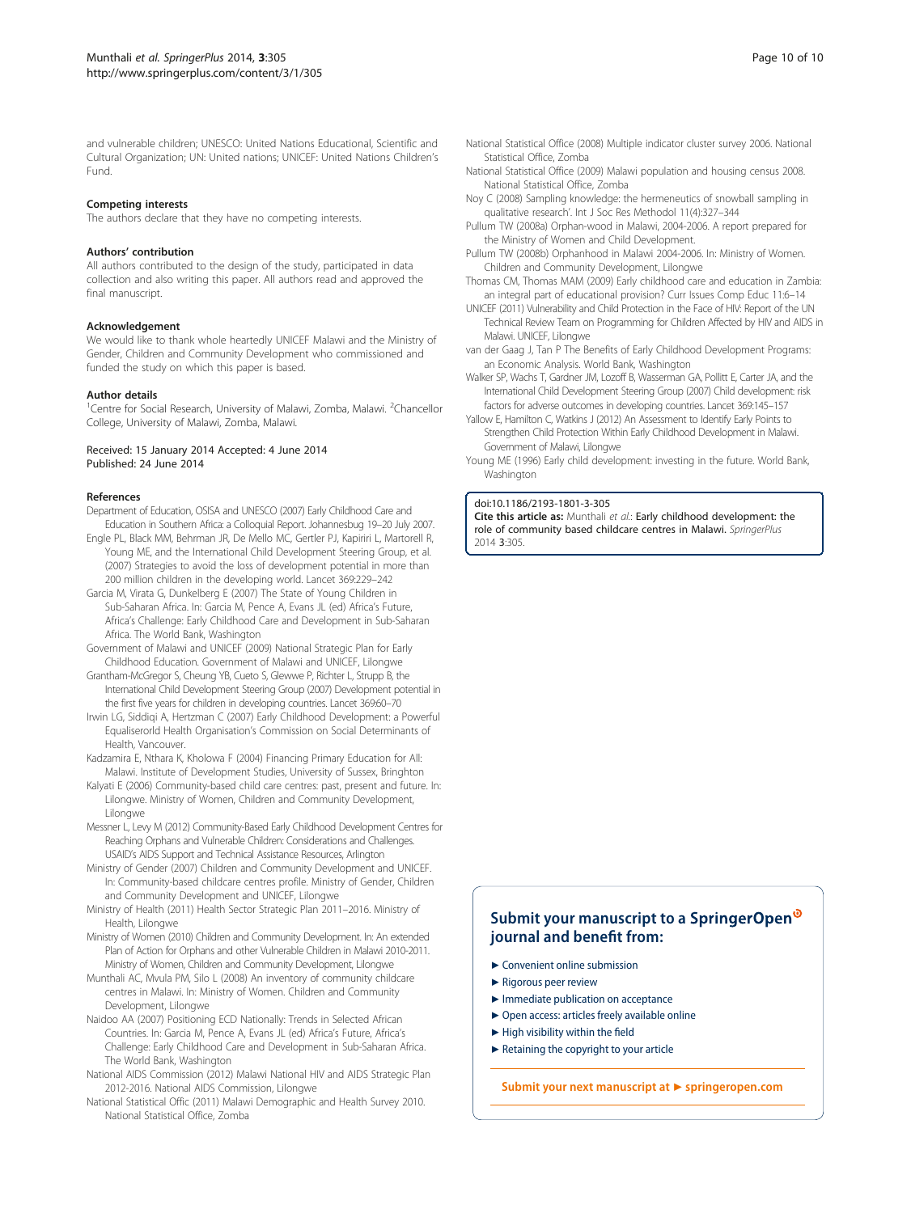and vulnerable children; UNESCO: United Nations Educational, Scientific and Cultural Organization; UN: United nations; UNICEF: United Nations Children's Fund.

#### Competing interests
The authors declare that they have no competing interests.

#### Authors' contribution
All authors contributed to the design of the study, participated in data collection and also writing this paper. All authors read and approved the final manuscript.

#### Acknowledgement
We would like to thank whole heartedly UNICEF Malawi and the Ministry of Gender, Children and Community Development who commissioned and funded the study on which this paper is based.

#### Author details
[1]Centre for Social Research, University of Malawi, Zomba, Malawi. [2]Chancellor College, University of Malawi, Zomba, Malawi.

Received: 15 January 2014 Accepted: 4 June 2014
Published: 24 June 2014

#### References
Department of Education, OSISA and UNESCO (2007) Early Childhood Care and Education in Southern Africa: a Colloquial Report. Johannesbug 19–20 July 2007.

Engle PL, Black MM, Behrman JR, De Mello MC, Gertler PJ, Kapiriri L, Martorell R, Young ME, and the International Child Development Steering Group, et al. (2007) Strategies to avoid the loss of development potential in more than 200 million children in the developing world. Lancet 369:229–242

Garcia M, Virata G, Dunkelberg E (2007) The State of Young Children in Sub-Saharan Africa. In: Garcia M, Pence A, Evans JL (ed) Africa's Future, Africa's Challenge: Early Childhood Care and Development in Sub-Saharan Africa. The World Bank, Washington

Government of Malawi and UNICEF (2009) National Strategic Plan for Early Childhood Education. Government of Malawi and UNICEF, Lilongwe

Grantham-McGregor S, Cheung YB, Cueto S, Glewwe P, Richter L, Strupp B, the International Child Development Steering Group (2007) Development potential in the first five years for children in developing countries. Lancet 369:60–70

Irwin LG, Siddiqi A, Hertzman C (2007) Early Childhood Development: a Powerful Equaliserorld Health Organisation's Commission on Social Determinants of Health, Vancouver.

Kadzamira E, Nthara K, Kholowa F (2004) Financing Primary Education for All: Malawi. Institute of Development Studies, University of Sussex, Bringhton

Kalyati E (2006) Community-based child care centres: past, present and future. In: Lilongwe. Ministry of Women, Children and Community Development, Lilongwe

Messner L, Levy M (2012) Community-Based Early Childhood Development Centres for Reaching Orphans and Vulnerable Children: Considerations and Challenges. USAID's AIDS Support and Technical Assistance Resources, Arlington

Ministry of Gender (2007) Children and Community Development and UNICEF. In: Community-based childcare centres profile. Ministry of Gender, Children and Community Development and UNICEF, Lilongwe

Ministry of Health (2011) Health Sector Strategic Plan 2011–2016. Ministry of Health, Lilongwe

Ministry of Women (2010) Children and Community Development. In: An extended Plan of Action for Orphans and other Vulnerable Children in Malawi 2010-2011. Ministry of Women, Children and Community Development, Lilongwe

Munthali AC, Mvula PM, Silo L (2008) An inventory of community childcare centres in Malawi. In: Ministry of Women. Children and Community Development, Lilongwe

Naidoo AA (2007) Positioning ECD Nationally: Trends in Selected African Countries. In: Garcia M, Pence A, Evans JL (ed) Africa's Future, Africa's Challenge: Early Childhood Care and Development in Sub-Saharan Africa. The World Bank, Washington

National AIDS Commission (2012) Malawi National HIV and AIDS Strategic Plan 2012-2016. National AIDS Commission, Lilongwe

National Statistical Offic (2011) Malawi Demographic and Health Survey 2010. National Statistical Office, Zomba

National Statistical Office (2008) Multiple indicator cluster survey 2006. National Statistical Office, Zomba

National Statistical Office (2009) Malawi population and housing census 2008. National Statistical Office, Zomba

Noy C (2008) Sampling knowledge: the hermeneutics of snowball sampling in qualitative research'. Int J Soc Res Methodol 11(4):327–344

Pullum TW (2008a) Orphan-wood in Malawi, 2004-2006. A report prepared for the Ministry of Women and Child Development.

Pullum TW (2008b) Orphanhood in Malawi 2004-2006. In: Ministry of Women. Children and Community Development, Lilongwe

Thomas CM, Thomas MAM (2009) Early childhood care and education in Zambia: an integral part of educational provision? Curr Issues Comp Educ 11:6–14

UNICEF (2011) Vulnerability and Child Protection in the Face of HIV: Report of the UN Technical Review Team on Programming for Children Affected by HIV and AIDS in Malawi. UNICEF, Lilongwe

van der Gaag J, Tan P The Benefits of Early Childhood Development Programs: an Economic Analysis. World Bank, Washington

Walker SP, Wachs T, Gardner JM, Lozoff B, Wasserman GA, Pollitt E, Carter JA, and the International Child Development Steering Group (2007) Child development: risk factors for adverse outcomes in developing countries. Lancet 369:145–157

Yallow E, Hamilton C, Watkins J (2012) An Assessment to Identify Early Points to Strengthen Child Protection Within Early Childhood Development in Malawi. Government of Malawi, Lilongwe

Young ME (1996) Early child development: investing in the future. World Bank, Washington

doi:10.1186/2193-1801-3-305
**Cite this article as:** Munthali *et al.*: Early childhood development: the role of community based childcare centres in Malawi. *SpringerPlus* 2014 **3**:305.

**Submit your manuscript to a SpringerOpen journal and benefit from:**

- ► Convenient online submission
- ► Rigorous peer review
- ► Immediate publication on acceptance
- ► Open access: articles freely available online
- ► High visibility within the field
- ► Retaining the copyright to your article

**Submit your next manuscript at ► springeropen.com**